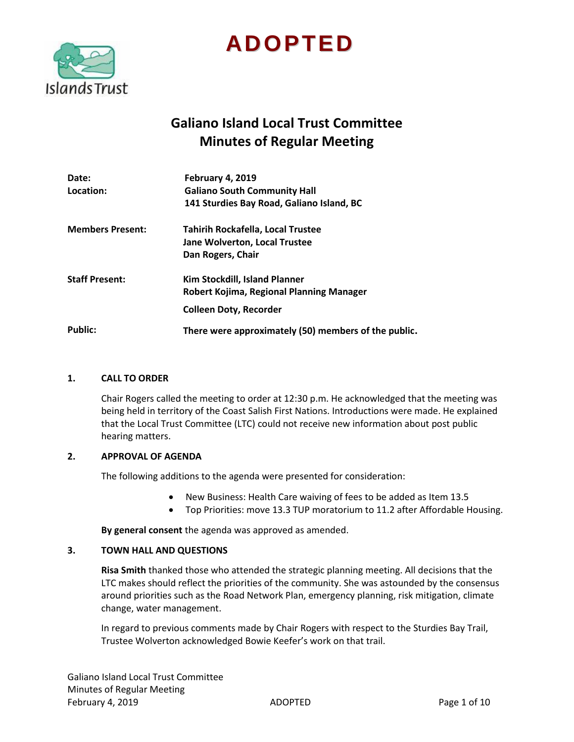# ADOPTED

## Galiano Island Local Trust Committee
## Minutes of Regular Meeting

| | |
|---|---|
| **Date:** | **February 4, 2019** |
| **Location:** | **Galiano South Community Hall**<br>**141 Sturdies Bay Road, Galiano Island, BC** |
| **Members Present:** | **Tahirih Rockafella, Local Trustee**<br>**Jane Wolverton, Local Trustee**<br>**Dan Rogers, Chair** |
| **Staff Present:** | **Kim Stockdill, Island Planner**<br>**Robert Kojima, Regional Planning Manager**<br>**Colleen Doty, Recorder** |
| **Public:** | **There were approximately (50) members of the public.** |

### 1. CALL TO ORDER

Chair Rogers called the meeting to order at 12:30 p.m. He acknowledged that the meeting was being held in territory of the Coast Salish First Nations. Introductions were made. He explained that the Local Trust Committee (LTC) could not receive new information about post public hearing matters.

### 2. APPROVAL OF AGENDA

The following additions to the agenda were presented for consideration:

- New Business: Health Care waiving of fees to be added as Item 13.5
- Top Priorities: move 13.3 TUP moratorium to 11.2 after Affordable Housing.

**By general consent** the agenda was approved as amended.

### 3. TOWN HALL AND QUESTIONS

**Risa Smith** thanked those who attended the strategic planning meeting. All decisions that the LTC makes should reflect the priorities of the community. She was astounded by the consensus around priorities such as the Road Network Plan, emergency planning, risk mitigation, climate change, water management.

In regard to previous comments made by Chair Rogers with respect to the Sturdies Bay Trail, Trustee Wolverton acknowledged Bowie Keefer's work on that trail.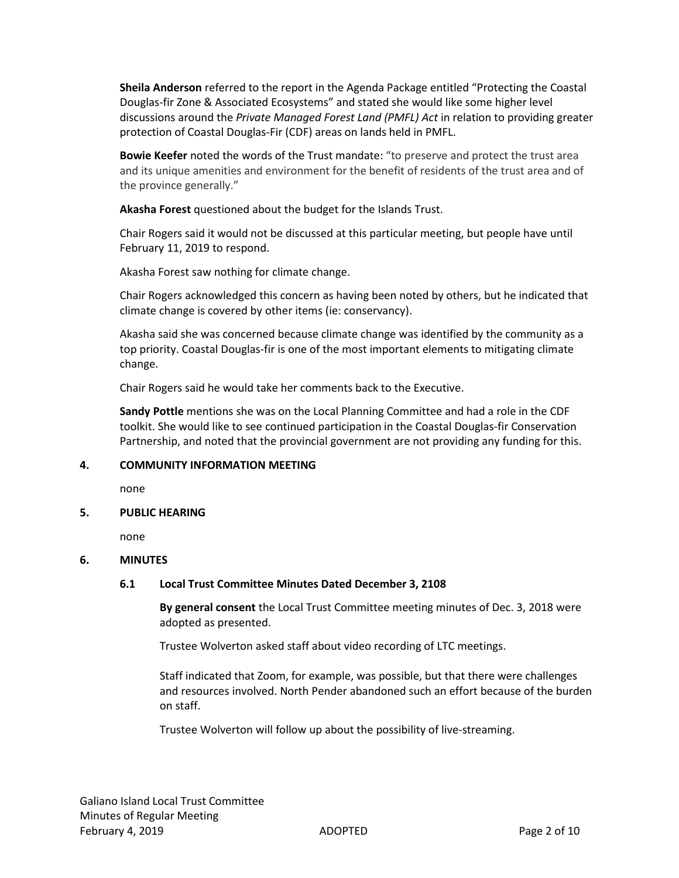**Sheila Anderson** referred to the report in the Agenda Package entitled "Protecting the Coastal Douglas-fir Zone & Associated Ecosystems" and stated she would like some higher level discussions around the *Private Managed Forest Land (PMFL) Act* in relation to providing greater protection of Coastal Douglas-Fir (CDF) areas on lands held in PMFL.

**Bowie Keefer** noted the words of the Trust mandate: "to preserve and protect the trust area and its unique amenities and environment for the benefit of residents of the trust area and of the province generally."

**Akasha Forest** questioned about the budget for the Islands Trust.

Chair Rogers said it would not be discussed at this particular meeting, but people have until February 11, 2019 to respond.

Akasha Forest saw nothing for climate change.

Chair Rogers acknowledged this concern as having been noted by others, but he indicated that climate change is covered by other items (ie: conservancy).

Akasha said she was concerned because climate change was identified by the community as a top priority. Coastal Douglas-fir is one of the most important elements to mitigating climate change.

Chair Rogers said he would take her comments back to the Executive.

**Sandy Pottle** mentions she was on the Local Planning Committee and had a role in the CDF toolkit. She would like to see continued participation in the Coastal Douglas-fir Conservation Partnership, and noted that the provincial government are not providing any funding for this.

## 4. COMMUNITY INFORMATION MEETING

none

## 5. PUBLIC HEARING

none

## 6. MINUTES

### 6.1 Local Trust Committee Minutes Dated December 3, 2108

**By general consent** the Local Trust Committee meeting minutes of Dec. 3, 2018 were adopted as presented.

Trustee Wolverton asked staff about video recording of LTC meetings.

Staff indicated that Zoom, for example, was possible, but that there were challenges and resources involved. North Pender abandoned such an effort because of the burden on staff.

Trustee Wolverton will follow up about the possibility of live-streaming.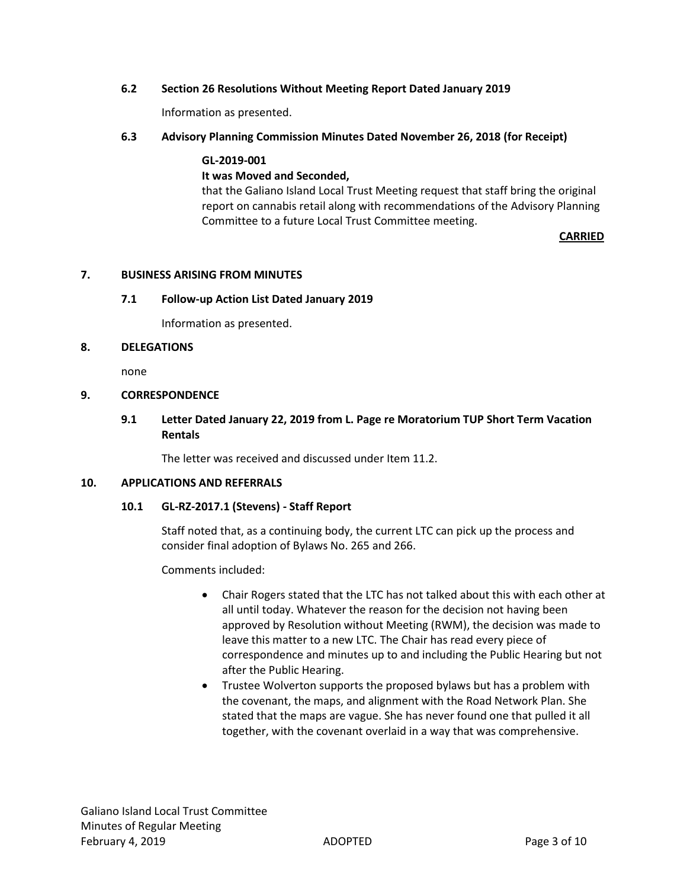### 6.2 Section 26 Resolutions Without Meeting Report Dated January 2019

Information as presented.

### 6.3 Advisory Planning Commission Minutes Dated November 26, 2018 (for Receipt)

**GL-2019-001**

**It was Moved and Seconded,**

that the Galiano Island Local Trust Meeting request that staff bring the original report on cannabis retail along with recommendations of the Advisory Planning Committee to a future Local Trust Committee meeting.

**CARRIED**

## 7. BUSINESS ARISING FROM MINUTES

### 7.1 Follow-up Action List Dated January 2019

Information as presented.

## 8. DELEGATIONS

none

## 9. CORRESPONDENCE

### 9.1 Letter Dated January 22, 2019 from L. Page re Moratorium TUP Short Term Vacation Rentals

The letter was received and discussed under Item 11.2.

## 10. APPLICATIONS AND REFERRALS

### 10.1 GL-RZ-2017.1 (Stevens) - Staff Report

Staff noted that, as a continuing body, the current LTC can pick up the process and consider final adoption of Bylaws No. 265 and 266.

Comments included:

- Chair Rogers stated that the LTC has not talked about this with each other at all until today. Whatever the reason for the decision not having been approved by Resolution without Meeting (RWM), the decision was made to leave this matter to a new LTC. The Chair has read every piece of correspondence and minutes up to and including the Public Hearing but not after the Public Hearing.
- Trustee Wolverton supports the proposed bylaws but has a problem with the covenant, the maps, and alignment with the Road Network Plan. She stated that the maps are vague. She has never found one that pulled it all together, with the covenant overlaid in a way that was comprehensive.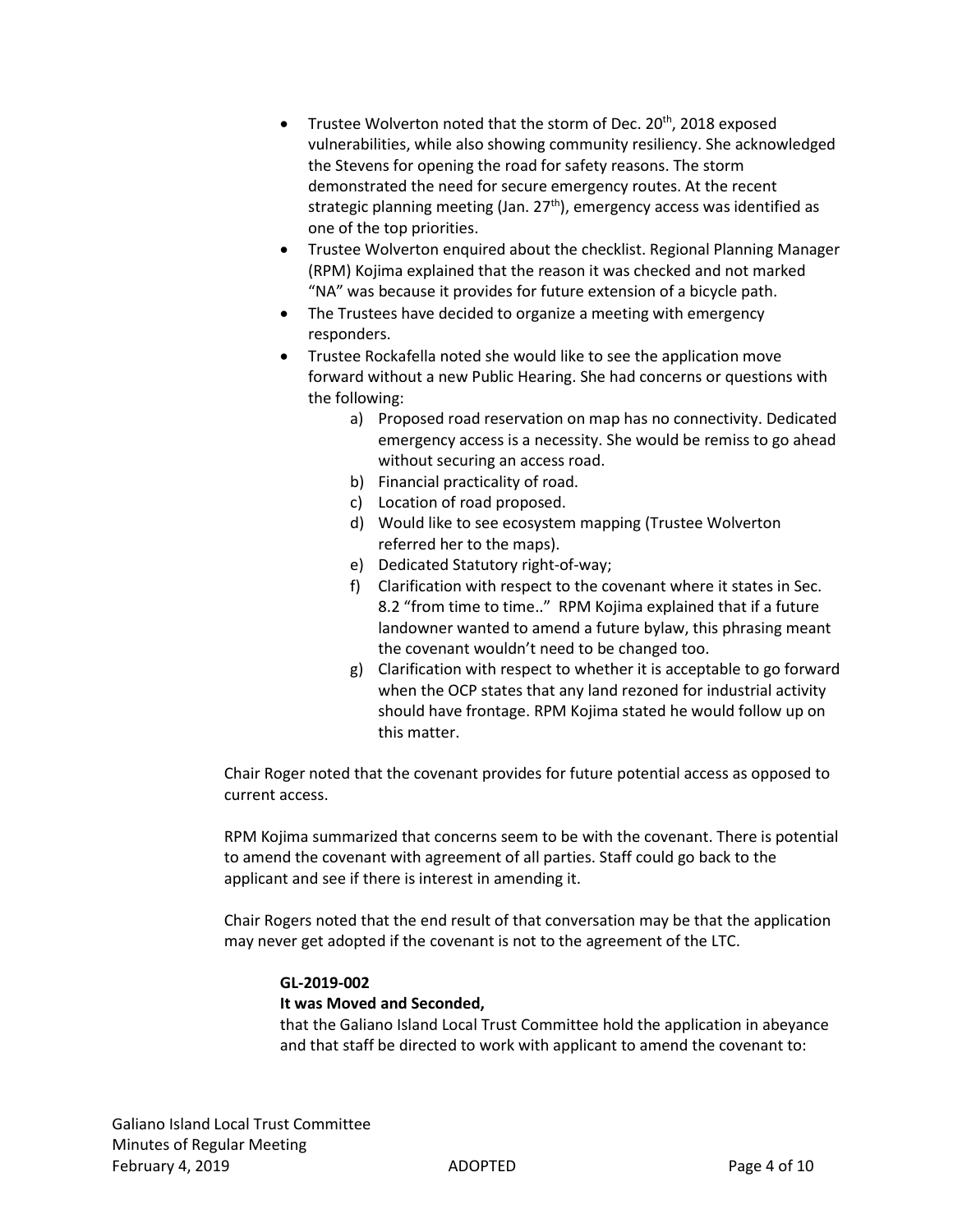- Trustee Wolverton noted that the storm of Dec. 20th, 2018 exposed vulnerabilities, while also showing community resiliency. She acknowledged the Stevens for opening the road for safety reasons. The storm demonstrated the need for secure emergency routes. At the recent strategic planning meeting (Jan. 27th), emergency access was identified as one of the top priorities.
- Trustee Wolverton enquired about the checklist. Regional Planning Manager (RPM) Kojima explained that the reason it was checked and not marked "NA" was because it provides for future extension of a bicycle path.
- The Trustees have decided to organize a meeting with emergency responders.
- Trustee Rockafella noted she would like to see the application move forward without a new Public Hearing. She had concerns or questions with the following:
    a) Proposed road reservation on map has no connectivity. Dedicated emergency access is a necessity. She would be remiss to go ahead without securing an access road.
    b) Financial practicality of road.
    c) Location of road proposed.
    d) Would like to see ecosystem mapping (Trustee Wolverton referred her to the maps).
    e) Dedicated Statutory right-of-way;
    f) Clarification with respect to the covenant where it states in Sec. 8.2 "from time to time.." RPM Kojima explained that if a future landowner wanted to amend a future bylaw, this phrasing meant the covenant wouldn't need to be changed too.
    g) Clarification with respect to whether it is acceptable to go forward when the OCP states that any land rezoned for industrial activity should have frontage. RPM Kojima stated he would follow up on this matter.

Chair Roger noted that the covenant provides for future potential access as opposed to current access.

RPM Kojima summarized that concerns seem to be with the covenant. There is potential to amend the covenant with agreement of all parties. Staff could go back to the applicant and see if there is interest in amending it.

Chair Rogers noted that the end result of that conversation may be that the application may never get adopted if the covenant is not to the agreement of the LTC.

**GL-2019-002**

**It was Moved and Seconded,**

that the Galiano Island Local Trust Committee hold the application in abeyance and that staff be directed to work with applicant to amend the covenant to: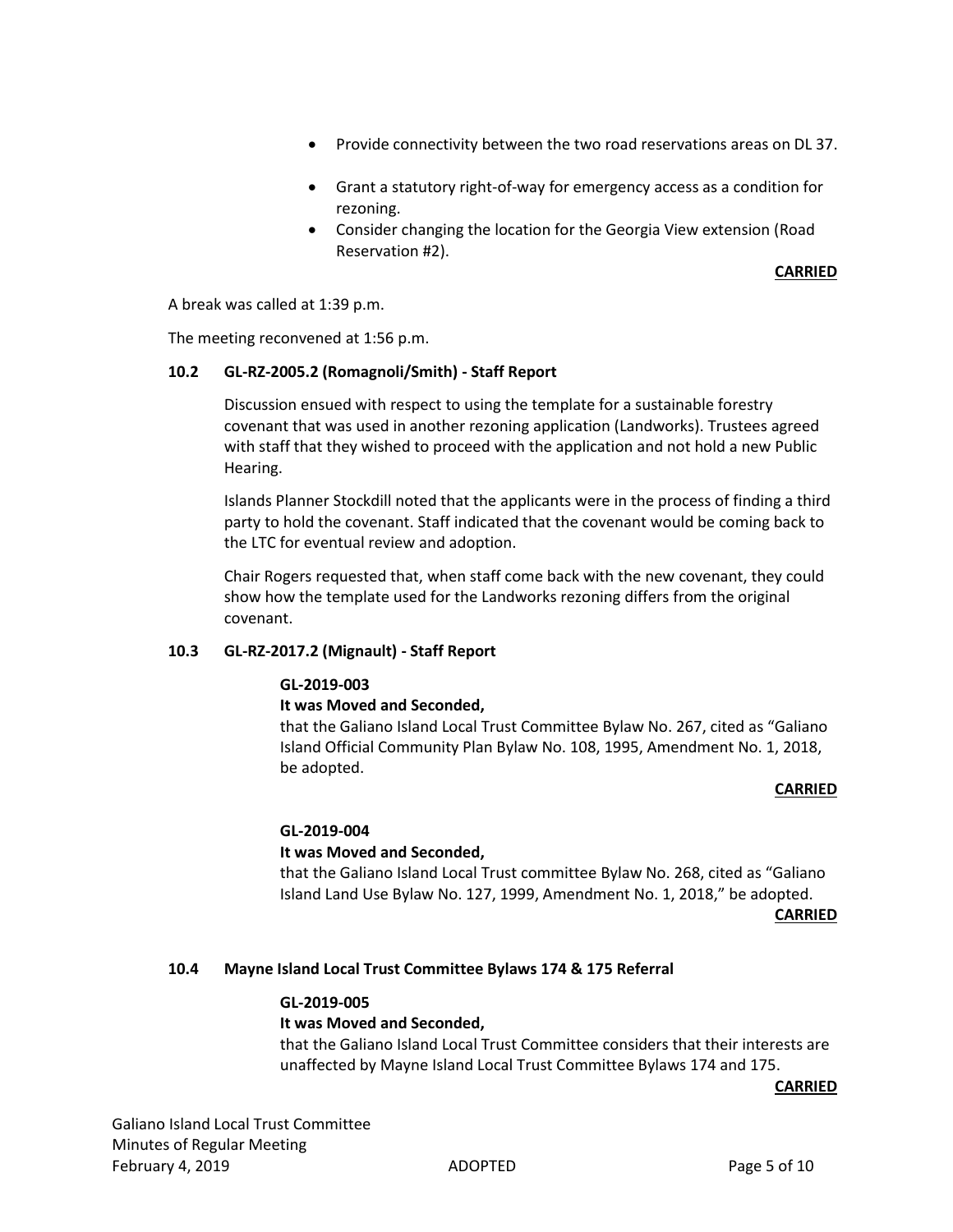- Provide connectivity between the two road reservations areas on DL 37.
- Grant a statutory right-of-way for emergency access as a condition for rezoning.
- Consider changing the location for the Georgia View extension (Road Reservation #2).

**CARRIED**

A break was called at 1:39 p.m.

The meeting reconvened at 1:56 p.m.

### 10.2 GL-RZ-2005.2 (Romagnoli/Smith) - Staff Report

Discussion ensued with respect to using the template for a sustainable forestry covenant that was used in another rezoning application (Landworks). Trustees agreed with staff that they wished to proceed with the application and not hold a new Public Hearing.

Islands Planner Stockdill noted that the applicants were in the process of finding a third party to hold the covenant. Staff indicated that the covenant would be coming back to the LTC for eventual review and adoption.

Chair Rogers requested that, when staff come back with the new covenant, they could show how the template used for the Landworks rezoning differs from the original covenant.

### 10.3 GL-RZ-2017.2 (Mignault) - Staff Report

**GL-2019-003**

**It was Moved and Seconded,**

that the Galiano Island Local Trust Committee Bylaw No. 267, cited as "Galiano Island Official Community Plan Bylaw No. 108, 1995, Amendment No. 1, 2018, be adopted.

**CARRIED**

**GL-2019-004**

**It was Moved and Seconded,**

that the Galiano Island Local Trust committee Bylaw No. 268, cited as "Galiano Island Land Use Bylaw No. 127, 1999, Amendment No. 1, 2018," be adopted.

**CARRIED**

### 10.4 Mayne Island Local Trust Committee Bylaws 174 & 175 Referral

**GL-2019-005**

**It was Moved and Seconded,**

that the Galiano Island Local Trust Committee considers that their interests are unaffected by Mayne Island Local Trust Committee Bylaws 174 and 175.

**CARRIED**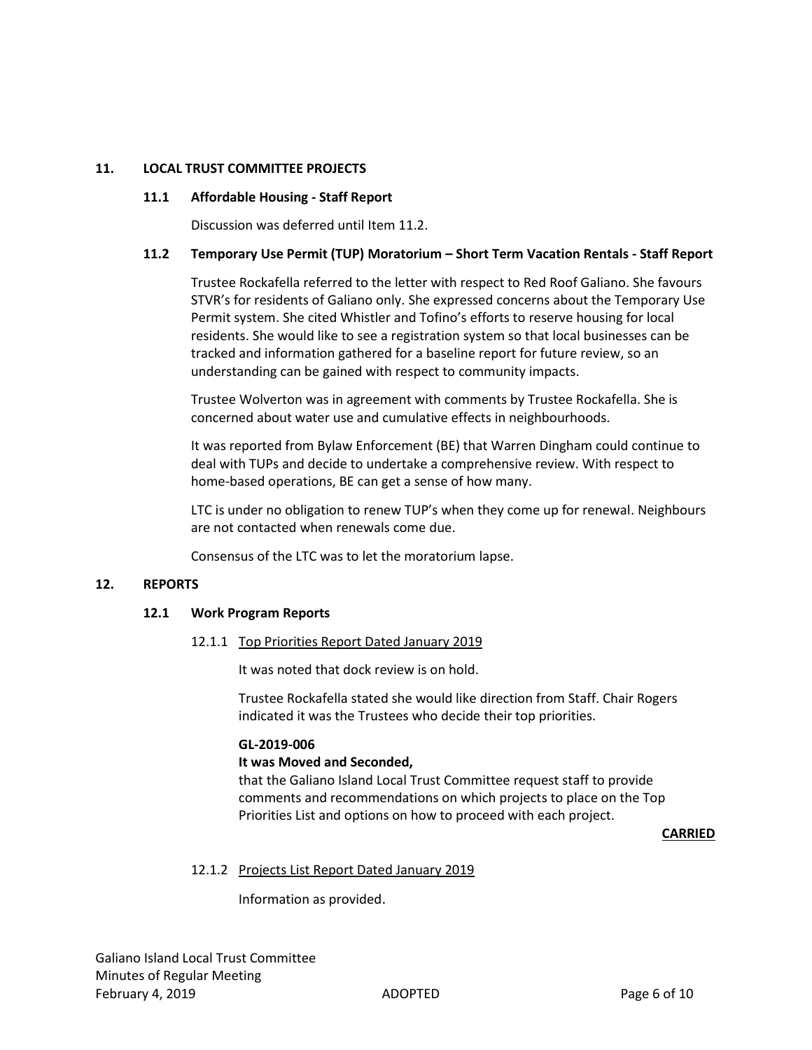## 11. LOCAL TRUST COMMITTEE PROJECTS

### 11.1 Affordable Housing - Staff Report

Discussion was deferred until Item 11.2.

### 11.2 Temporary Use Permit (TUP) Moratorium – Short Term Vacation Rentals - Staff Report

Trustee Rockafella referred to the letter with respect to Red Roof Galiano. She favours STVR's for residents of Galiano only. She expressed concerns about the Temporary Use Permit system. She cited Whistler and Tofino's efforts to reserve housing for local residents. She would like to see a registration system so that local businesses can be tracked and information gathered for a baseline report for future review, so an understanding can be gained with respect to community impacts.

Trustee Wolverton was in agreement with comments by Trustee Rockafella. She is concerned about water use and cumulative effects in neighbourhoods.

It was reported from Bylaw Enforcement (BE) that Warren Dingham could continue to deal with TUPs and decide to undertake a comprehensive review. With respect to home-based operations, BE can get a sense of how many.

LTC is under no obligation to renew TUP's when they come up for renewal. Neighbours are not contacted when renewals come due.

Consensus of the LTC was to let the moratorium lapse.

## 12. REPORTS

### 12.1 Work Program Reports

#### 12.1.1 Top Priorities Report Dated January 2019

It was noted that dock review is on hold.

Trustee Rockafella stated she would like direction from Staff. Chair Rogers indicated it was the Trustees who decide their top priorities.

**GL-2019-006**

**It was Moved and Seconded,**

that the Galiano Island Local Trust Committee request staff to provide comments and recommendations on which projects to place on the Top Priorities List and options on how to proceed with each project.

**CARRIED**

#### 12.1.2 Projects List Report Dated January 2019

Information as provided.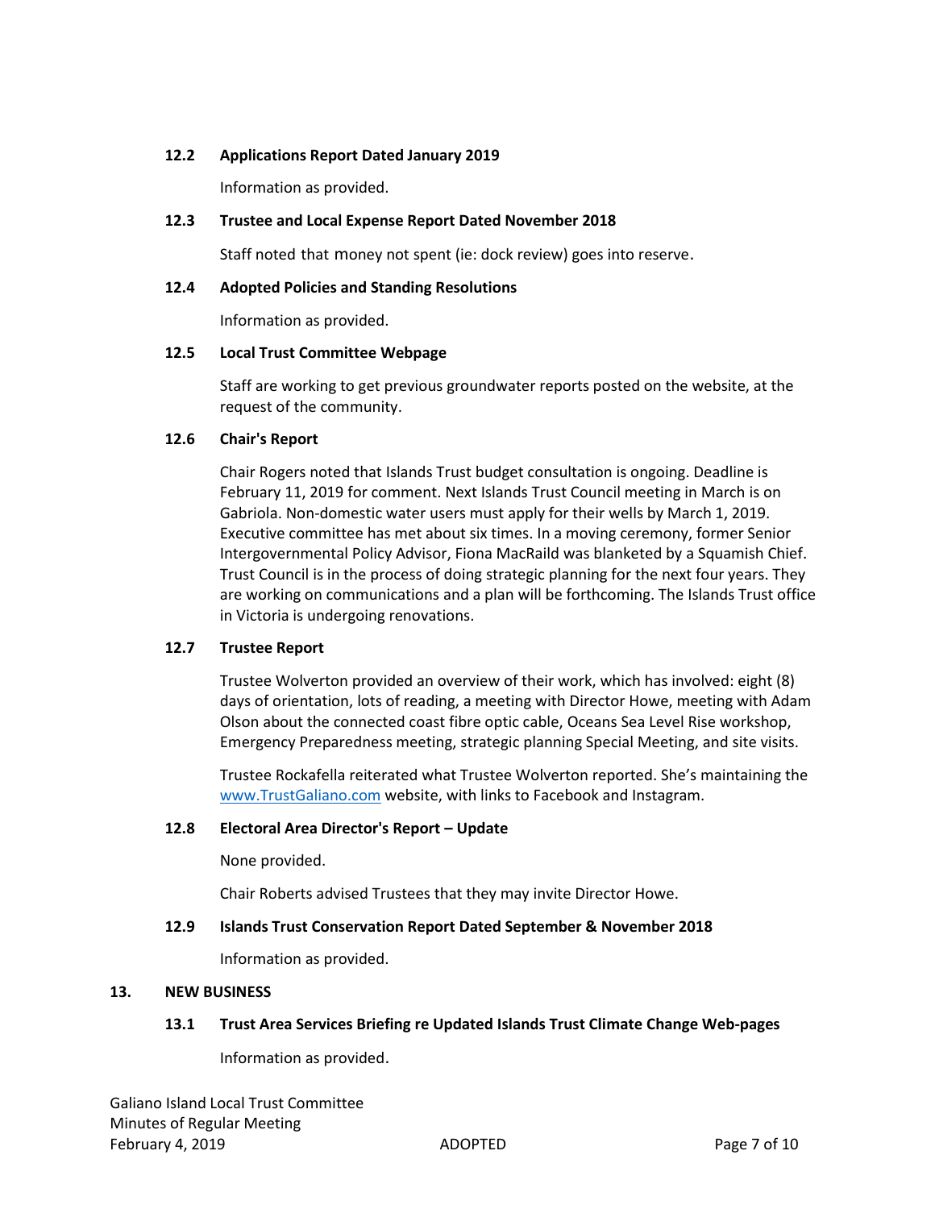### 12.2 Applications Report Dated January 2019

Information as provided.

### 12.3 Trustee and Local Expense Report Dated November 2018

Staff noted that money not spent (ie: dock review) goes into reserve.

### 12.4 Adopted Policies and Standing Resolutions

Information as provided.

### 12.5 Local Trust Committee Webpage

Staff are working to get previous groundwater reports posted on the website, at the request of the community.

### 12.6 Chair's Report

Chair Rogers noted that Islands Trust budget consultation is ongoing. Deadline is February 11, 2019 for comment. Next Islands Trust Council meeting in March is on Gabriola. Non-domestic water users must apply for their wells by March 1, 2019. Executive committee has met about six times. In a moving ceremony, former Senior Intergovernmental Policy Advisor, Fiona MacRaild was blanketed by a Squamish Chief. Trust Council is in the process of doing strategic planning for the next four years. They are working on communications and a plan will be forthcoming. The Islands Trust office in Victoria is undergoing renovations.

### 12.7 Trustee Report

Trustee Wolverton provided an overview of their work, which has involved: eight (8) days of orientation, lots of reading, a meeting with Director Howe, meeting with Adam Olson about the connected coast fibre optic cable, Oceans Sea Level Rise workshop, Emergency Preparedness meeting, strategic planning Special Meeting, and site visits.

Trustee Rockafella reiterated what Trustee Wolverton reported. She's maintaining the www.TrustGaliano.com website, with links to Facebook and Instagram.

### 12.8 Electoral Area Director's Report – Update

None provided.

Chair Roberts advised Trustees that they may invite Director Howe.

### 12.9 Islands Trust Conservation Report Dated September & November 2018

Information as provided.

## 13. NEW BUSINESS

### 13.1 Trust Area Services Briefing re Updated Islands Trust Climate Change Web-pages

Information as provided.

Galiano Island Local Trust Committee
Minutes of Regular Meeting
February 4, 2019 ADOPTED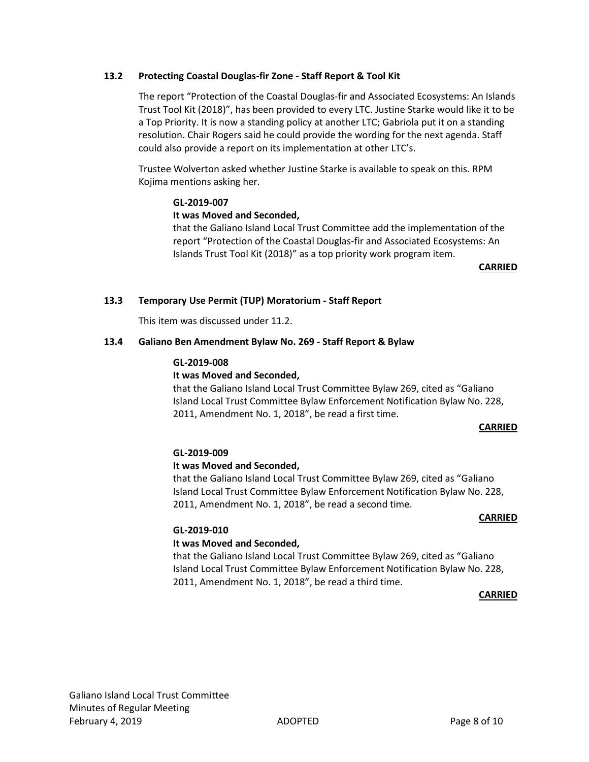### 13.2 Protecting Coastal Douglas-fir Zone - Staff Report & Tool Kit

The report "Protection of the Coastal Douglas-fir and Associated Ecosystems: An Islands Trust Tool Kit (2018)", has been provided to every LTC. Justine Starke would like it to be a Top Priority. It is now a standing policy at another LTC; Gabriola put it on a standing resolution. Chair Rogers said he could provide the wording for the next agenda. Staff could also provide a report on its implementation at other LTC's.

Trustee Wolverton asked whether Justine Starke is available to speak on this. RPM Kojima mentions asking her.

**GL-2019-007**
**It was Moved and Seconded,**
that the Galiano Island Local Trust Committee add the implementation of the report "Protection of the Coastal Douglas-fir and Associated Ecosystems: An Islands Trust Tool Kit (2018)" as a top priority work program item.

**CARRIED**

### 13.3 Temporary Use Permit (TUP) Moratorium - Staff Report

This item was discussed under 11.2.

### 13.4 Galiano Ben Amendment Bylaw No. 269 - Staff Report & Bylaw

**GL-2019-008**
**It was Moved and Seconded,**
that the Galiano Island Local Trust Committee Bylaw 269, cited as "Galiano Island Local Trust Committee Bylaw Enforcement Notification Bylaw No. 228, 2011, Amendment No. 1, 2018", be read a first time.

**CARRIED**

**GL-2019-009**
**It was Moved and Seconded,**
that the Galiano Island Local Trust Committee Bylaw 269, cited as "Galiano Island Local Trust Committee Bylaw Enforcement Notification Bylaw No. 228, 2011, Amendment No. 1, 2018", be read a second time.

**CARRIED**

**GL-2019-010**
**It was Moved and Seconded,**
that the Galiano Island Local Trust Committee Bylaw 269, cited as "Galiano Island Local Trust Committee Bylaw Enforcement Notification Bylaw No. 228, 2011, Amendment No. 1, 2018", be read a third time.

**CARRIED**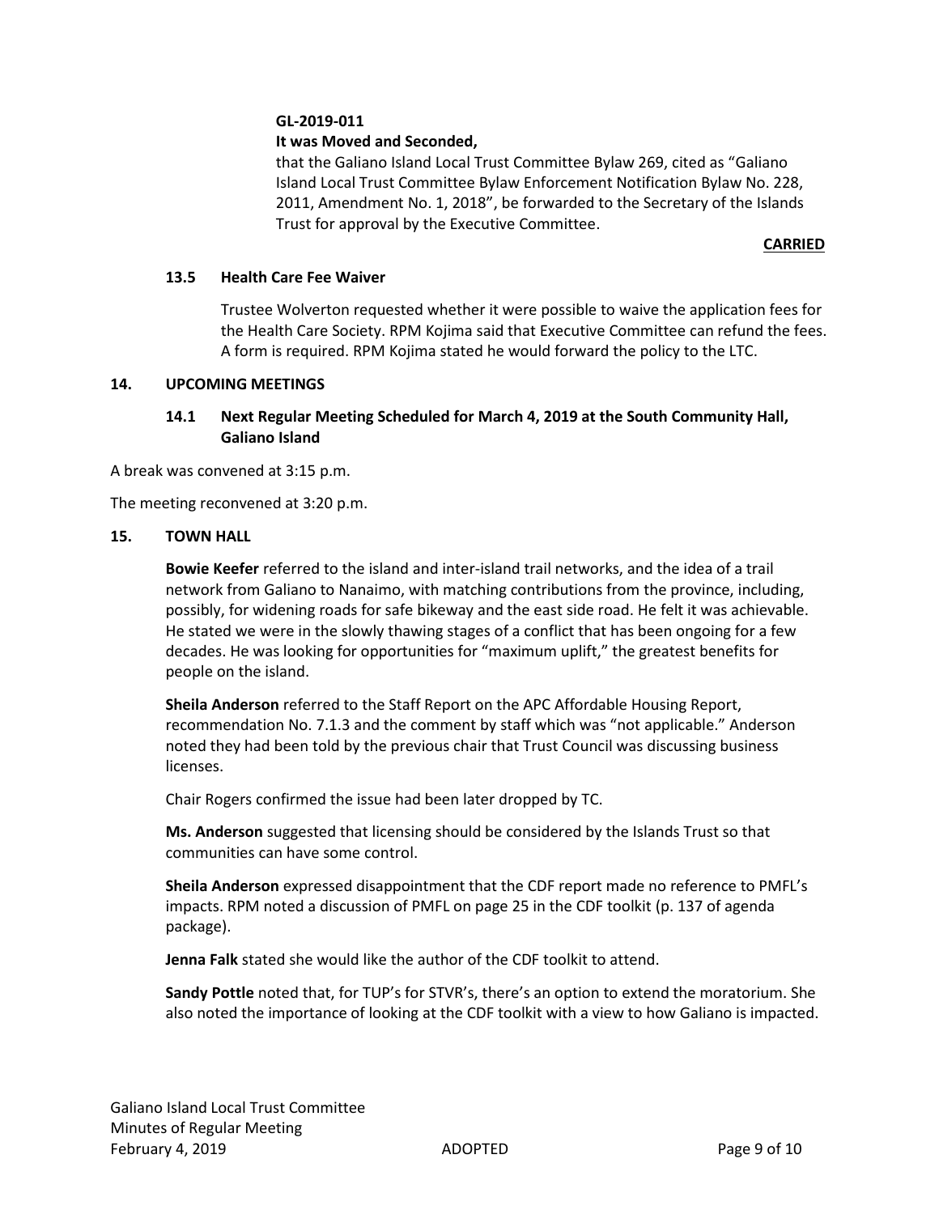**GL-2019-011**

**It was Moved and Seconded,**

that the Galiano Island Local Trust Committee Bylaw 269, cited as "Galiano Island Local Trust Committee Bylaw Enforcement Notification Bylaw No. 228, 2011, Amendment No. 1, 2018", be forwarded to the Secretary of the Islands Trust for approval by the Executive Committee.

**CARRIED**

### 13.5 Health Care Fee Waiver

Trustee Wolverton requested whether it were possible to waive the application fees for the Health Care Society. RPM Kojima said that Executive Committee can refund the fees. A form is required. RPM Kojima stated he would forward the policy to the LTC.

## 14. UPCOMING MEETINGS

### 14.1 Next Regular Meeting Scheduled for March 4, 2019 at the South Community Hall, Galiano Island

A break was convened at 3:15 p.m.

The meeting reconvened at 3:20 p.m.

## 15. TOWN HALL

**Bowie Keefer** referred to the island and inter-island trail networks, and the idea of a trail network from Galiano to Nanaimo, with matching contributions from the province, including, possibly, for widening roads for safe bikeway and the east side road. He felt it was achievable. He stated we were in the slowly thawing stages of a conflict that has been ongoing for a few decades. He was looking for opportunities for "maximum uplift," the greatest benefits for people on the island.

**Sheila Anderson** referred to the Staff Report on the APC Affordable Housing Report, recommendation No. 7.1.3 and the comment by staff which was "not applicable." Anderson noted they had been told by the previous chair that Trust Council was discussing business licenses.

Chair Rogers confirmed the issue had been later dropped by TC.

**Ms. Anderson** suggested that licensing should be considered by the Islands Trust so that communities can have some control.

**Sheila Anderson** expressed disappointment that the CDF report made no reference to PMFL's impacts. RPM noted a discussion of PMFL on page 25 in the CDF toolkit (p. 137 of agenda package).

**Jenna Falk** stated she would like the author of the CDF toolkit to attend.

**Sandy Pottle** noted that, for TUP's for STVR's, there's an option to extend the moratorium. She also noted the importance of looking at the CDF toolkit with a view to how Galiano is impacted.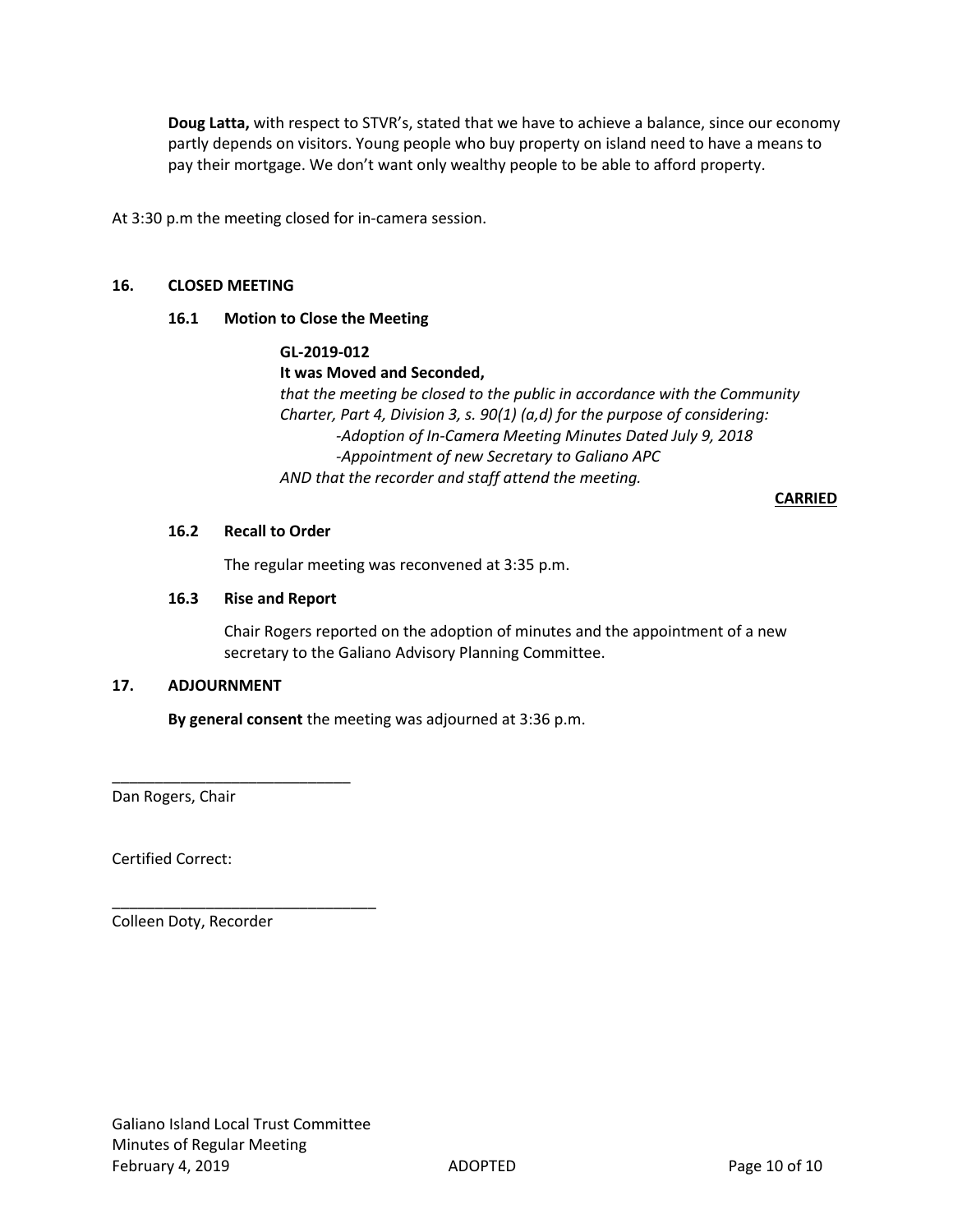**Doug Latta,** with respect to STVR's, stated that we have to achieve a balance, since our economy partly depends on visitors. Young people who buy property on island need to have a means to pay their mortgage. We don't want only wealthy people to be able to afford property.

At 3:30 p.m the meeting closed for in-camera session.

## 16. CLOSED MEETING

### 16.1 Motion to Close the Meeting

**GL-2019-012**

**It was Moved and Seconded,**

*that the meeting be closed to the public in accordance with the Community Charter, Part 4, Division 3, s. 90(1) (a,d) for the purpose of considering:*

*-Adoption of In-Camera Meeting Minutes Dated July 9, 2018*

*-Appointment of new Secretary to Galiano APC*

*AND that the recorder and staff attend the meeting.*

**CARRIED**

### 16.2 Recall to Order

The regular meeting was reconvened at 3:35 p.m.

### 16.3 Rise and Report

Chair Rogers reported on the adoption of minutes and the appointment of a new secretary to the Galiano Advisory Planning Committee.

## 17. ADJOURNMENT

**By general consent** the meeting was adjourned at 3:36 p.m.

\_\_\_\_\_\_\_\_\_\_\_\_\_\_\_\_\_\_\_\_\_\_\_\_\_\_\_\_

Dan Rogers, Chair

Certified Correct:

\_\_\_\_\_\_\_\_\_\_\_\_\_\_\_\_\_\_\_\_\_\_\_\_\_\_\_\_\_\_\_

Colleen Doty, Recorder